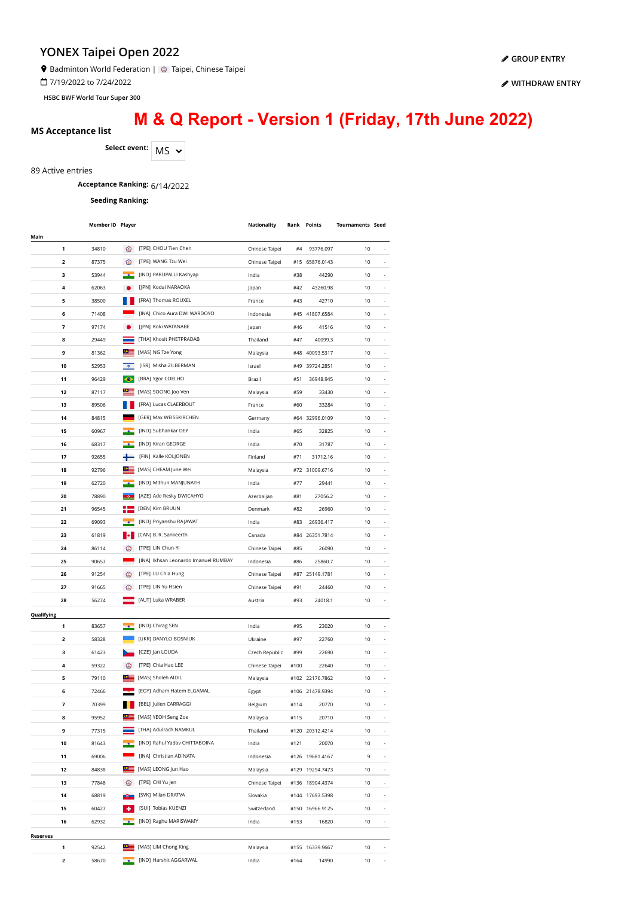# YONEX Taipei Open 2022

Badminton World Federation | Taipei, Chinese Taipei

7/19/2022 to 7/24/2022

HSBC BWF World Tour Super 300

GROUP ENTRY

WITHDRAW ENTRY

## M & Q Report - Version 1 (Friday, 17th June 2022)

### MS Acceptance list

**Select event:** MS

89 Active entries

**Acceptance Ranking:** 6/14/2022

**Seeding Ranking:**

| | Member ID | Player | Nationality | Rank | Points | Tournaments | Seed |
|---|---|---|---|---|---|---|---|
| **Main** | | | | | | | |
| 1 | 34810 | [TPE] CHOU Tien Chen | Chinese Taipei | #4 | 93776.097 | 10 | - |
| 2 | 87375 | [TPE] WANG Tzu Wei | Chinese Taipei | #15 | 65876.0143 | 10 | - |
| 3 | 53944 | [IND] PARUPALLI Kashyap | India | #38 | 44290 | 10 | - |
| 4 | 62063 | [JPN] Kodai NARAOKA | Japan | #42 | 43260.98 | 10 | - |
| 5 | 38500 | [FRA] Thomas ROUXEL | France | #43 | 42710 | 10 | - |
| 6 | 71408 | [INA] Chico Aura DWI WARDOYO | Indonesia | #45 | 41807.6584 | 10 | - |
| 7 | 97174 | [JPN] Koki WATANABE | Japan | #46 | 41516 | 10 | - |
| 8 | 29449 | [THA] Khosit PHETPRADAB | Thailand | #47 | 40099.3 | 10 | - |
| 9 | 81362 | [MAS] NG Tze Yong | Malaysia | #48 | 40093.5317 | 10 | - |
| 10 | 52953 | [ISR] Misha ZILBERMAN | Israel | #49 | 39724.2851 | 10 | - |
| 11 | 96429 | [BRA] Ygor COELHO | Brazil | #51 | 36948.945 | 10 | - |
| 12 | 87117 | [MAS] SOONG Joo Ven | Malaysia | #59 | 33430 | 10 | - |
| 13 | 89506 | [FRA] Lucas CLAERBOUT | France | #60 | 33284 | 10 | - |
| 14 | 84815 | [GER] Max WEISSKIRCHEN | Germany | #64 | 32996.0109 | 10 | - |
| 15 | 60967 | [IND] Subhankar DEY | India | #65 | 32825 | 10 | - |
| 16 | 68317 | [IND] Kiran GEORGE | India | #70 | 31787 | 10 | - |
| 17 | 92655 | [FIN] Kalle KOLJONEN | Finland | #71 | 31712.16 | 10 | - |
| 18 | 92796 | [MAS] CHEAM June Wei | Malaysia | #72 | 31009.6716 | 10 | - |
| 19 | 62720 | [IND] Mithun MANJUNATH | India | #77 | 29441 | 10 | - |
| 20 | 78890 | [AZE] Ade Resky DWICAHYO | Azerbaijan | #81 | 27056.2 | 10 | - |
| 21 | 96545 | [DEN] Kim BRUUN | Denmark | #82 | 26960 | 10 | - |
| 22 | 69093 | [IND] Priyanshu RAJAWAT | India | #83 | 26936.417 | 10 | - |
| 23 | 61819 | [CAN] B. R. Sankeerth | Canada | #84 | 26351.7814 | 10 | - |
| 24 | 86114 | [TPE] LIN Chun-Yi | Chinese Taipei | #85 | 26090 | 10 | - |
| 25 | 90657 | [INA] Ikhsan Leonardo Imanuel RUMBAY | Indonesia | #86 | 25860.7 | 10 | - |
| 26 | 91254 | [TPE] LU Chia Hung | Chinese Taipei | #87 | 25149.1781 | 10 | - |
| 27 | 91665 | [TPE] LIN Yu Hsien | Chinese Taipei | #91 | 24460 | 10 | - |
| 28 | 56274 | [AUT] Luka WRABER | Austria | #93 | 24018.1 | 10 | - |
| **Qualifying** | | | | | | | |
| 1 | 83657 | [IND] Chirag SEN | India | #95 | 23020 | 10 | - |
| 2 | 58328 | [UKR] DANYLO BOSNIUK | Ukraine | #97 | 22760 | 10 | - |
| 3 | 61423 | [CZE] Jan LOUDA | Czech Republic | #99 | 22690 | 10 | - |
| 4 | 59322 | [TPE] Chia Hao LEE | Chinese Taipei | #100 | 22640 | 10 | - |
| 5 | 79110 | [MAS] Sholeh AIDIL | Malaysia | #102 | 22176.7862 | 10 | - |
| 6 | 72466 | [EGY] Adham Hatem ELGAMAL | Egypt | #106 | 21478.9394 | 10 | - |
| 7 | 70399 | [BEL] Julien CARRAGGI | Belgium | #114 | 20770 | 10 | - |
| 8 | 95952 | [MAS] YEOH Seng Zoe | Malaysia | #115 | 20710 | 10 | - |
| 9 | 77315 | [THA] Adulrach NAMKUL | Thailand | #120 | 20312.4214 | 10 | - |
| 10 | 81643 | [IND] Rahul Yadav CHITTABOINA | India | #121 | 20070 | 10 | - |
| 11 | 69006 | [INA] Christian ADINATA | Indonesia | #126 | 19681.4167 | 9 | - |
| 12 | 84838 | [MAS] LEONG Jun Hao | Malaysia | #129 | 19294.7473 | 10 | - |
| 13 | 77848 | [TPE] CHI Yu Jen | Chinese Taipei | #136 | 18904.4374 | 10 | - |
| 14 | 68819 | [SVK] Milan DRATVA | Slovakia | #144 | 17693.5398 | 10 | - |
| 15 | 60427 | [SUI] Tobias KUENZI | Switzerland | #150 | 16966.9125 | 10 | - |
| 16 | 62932 | [IND] Raghu MARISWAMY | India | #153 | 16820 | 10 | - |
| **Reserves** | | | | | | | |
| 1 | 92542 | [MAS] LIM Chong King | Malaysia | #155 | 16339.9667 | 10 | - |
| 2 | 58670 | [IND] Harshit AGGARWAL | India | #164 | 14990 | 10 | - |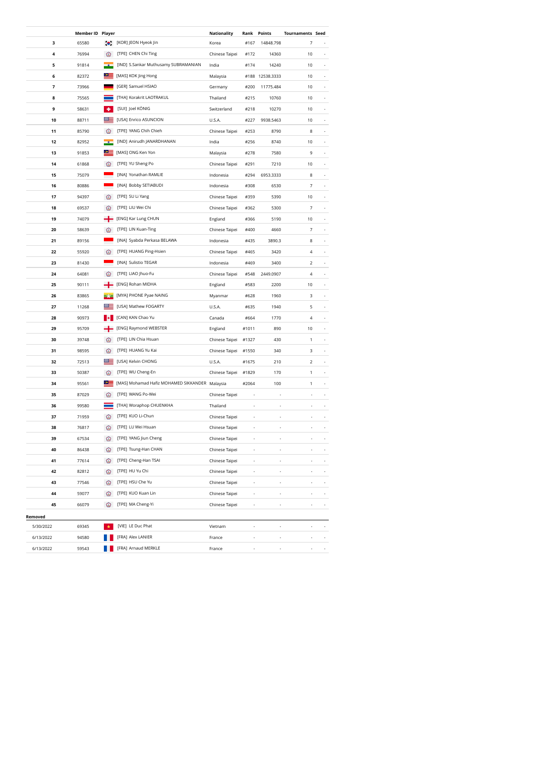|  | Member ID | Player | Nationality | Rank | Points | Tournaments | Seed |
|---|---|---|---|---|---|---|---|
| 3 | 65580 | [KOR] JEON Hyeok Jin | Korea | #167 | 14848.798 | 7 | - |
| 4 | 76994 | [TPE] CHEN Chi Ting | Chinese Taipei | #172 | 14360 | 10 | - |
| 5 | 91814 | [IND] S.Sankar Muthusamy SUBRAMANIAN | India | #174 | 14240 | 10 | - |
| 6 | 82372 | [MAS] KOK Jing Hong | Malaysia | #188 | 12538.3333 | 10 | - |
| 7 | 73966 | [GER] Samuel HSIAO | Germany | #200 | 11775.484 | 10 | - |
| 8 | 75565 | [THA] Korakrit LAOTRAKUL | Thailand | #215 | 10760 | 10 | - |
| 9 | 58631 | [SUI] Joel KÖNIG | Switzerland | #218 | 10270 | 10 | - |
| 10 | 88711 | [USA] Enrico ASUNCION | U.S.A. | #227 | 9938.5463 | 10 | - |
| 11 | 85790 | [TPE] YANG Chih Chieh | Chinese Taipei | #253 | 8790 | 8 | - |
| 12 | 82952 | [IND] Anirudh JANARDHANAN | India | #256 | 8740 | 10 | - |
| 13 | 91853 | [MAS] ONG Ken Yon | Malaysia | #278 | 7580 | 9 | - |
| 14 | 61868 | [TPE] YU Sheng Po | Chinese Taipei | #291 | 7210 | 10 | - |
| 15 | 75079 | [INA] Yonathan RAMLIE | Indonesia | #294 | 6953.3333 | 8 | - |
| 16 | 80886 | [INA] Bobby SETIABUDI | Indonesia | #308 | 6530 | 7 | - |
| 17 | 94397 | [TPE] SU Li Yang | Chinese Taipei | #359 | 5390 | 10 | - |
| 18 | 69537 | [TPE] LIU Wei Chi | Chinese Taipei | #362 | 5300 | 7 | - |
| 19 | 74079 | [ENG] Kar Lung CHUN | England | #366 | 5190 | 10 | - |
| 20 | 58639 | [TPE] LIN Kuan-Ting | Chinese Taipei | #400 | 4660 | 7 | - |
| 21 | 89156 | [INA] Syabda Perkasa BELAWA | Indonesia | #435 | 3890.3 | 8 | - |
| 22 | 55920 | [TPE] HUANG Ping-Hsien | Chinese Taipei | #465 | 3420 | 4 | - |
| 23 | 81430 | [INA] Sulistio TEGAR | Indonesia | #469 | 3400 | 2 | - |
| 24 | 64081 | [TPE] LIAO Jhuo-Fu | Chinese Taipei | #548 | 2449.0907 | 4 | - |
| 25 | 90111 | [ENG] Rohan MIDHA | England | #583 | 2200 | 10 | - |
| 26 | 83865 | [MYA] PHONE Pyae NAING | Myanmar | #628 | 1960 | 3 | - |
| 27 | 11268 | [USA] Mathew FOGARTY | U.S.A. | #635 | 1940 | 5 | - |
| 28 | 90973 | [CAN] KAN Chao Yu | Canada | #664 | 1770 | 4 | - |
| 29 | 95709 | [ENG] Raymond WEBSTER | England | #1011 | 890 | 10 | - |
| 30 | 39748 | [TPE] LIN Chia Hsuan | Chinese Taipei | #1327 | 430 | 1 | - |
| 31 | 98595 | [TPE] HUANG Yu Kai | Chinese Taipei | #1550 | 340 | 3 | - |
| 32 | 72513 | [USA] Kelvin CHONG | U.S.A. | #1675 | 210 | 2 | - |
| 33 | 50387 | [TPE] WU Cheng-En | Chinese Taipei | #1829 | 170 | 1 | - |
| 34 | 95561 | [MAS] Mohamad Hafiz MOHAMED SIKKANDER | Malaysia | #2064 | 100 | 1 | - |
| 35 | 87029 | [TPE] WANG Po-Wei | Chinese Taipei | - | - | - | - |
| 36 | 99580 | [THA] Woraphop CHUENKHA | Thailand | - | - | - | - |
| 37 | 71959 | [TPE] KUO Li-Chun | Chinese Taipei | - | - | - | - |
| 38 | 76817 | [TPE] LU Wei Hsuan | Chinese Taipei | - | - | - | - |
| 39 | 67534 | [TPE] YANG Jiun Cheng | Chinese Taipei | - | - | - | - |
| 40 | 86438 | [TPE] Tsung-Han CHAN | Chinese Taipei | - | - | - | - |
| 41 | 77614 | [TPE] Cheng-Han TSAI | Chinese Taipei | - | - | - | - |
| 42 | 82812 | [TPE] HU Yu Chi | Chinese Taipei | - | - | - | - |
| 43 | 77546 | [TPE] HSU Che Yu | Chinese Taipei | - | - | - | - |
| 44 | 59077 | [TPE] KUO Kuan Lin | Chinese Taipei | - | - | - | - |
| 45 | 66079 | [TPE] MA Cheng-Yi | Chinese Taipei | - | - | - | - |

**Removed**

|  | Member ID | Player | Nationality | Rank | Points | Tournaments | Seed |
|---|---|---|---|---|---|---|---|
| 5/30/2022 | 69345 | [VIE] LE Duc Phat | Vietnam | - | - | - | - |
| 6/13/2022 | 94580 | [FRA] Alex LANIER | France | - | - | - | - |
| 6/13/2022 | 59543 | [FRA] Arnaud MERKLE | France | - | - | - | - |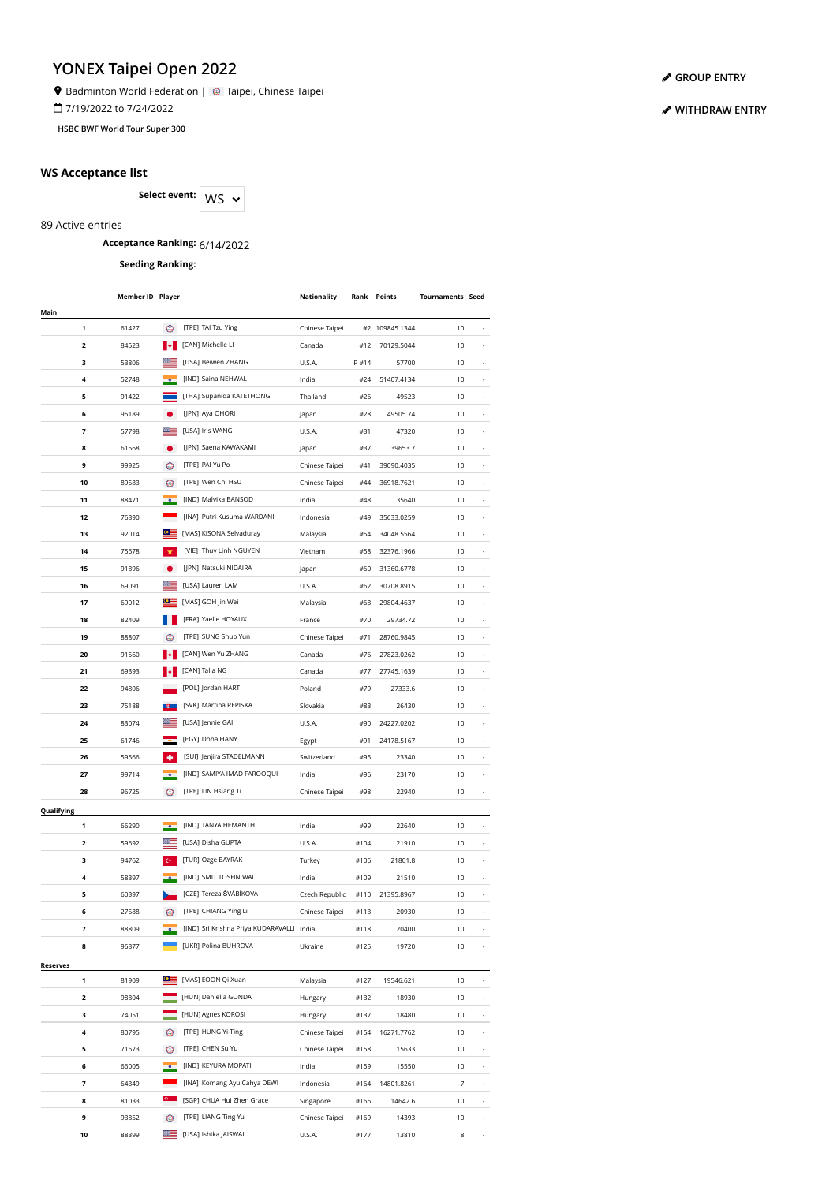# YONEX Taipei Open 2022

Badminton World Federation | Taipei, Chinese Taipei

7/19/2022 to 7/24/2022

HSBC BWF World Tour Super 300

GROUP ENTRY

WITHDRAW ENTRY

## WS Acceptance list

**Select event:** WS

89 Active entries

**Acceptance Ranking:** 6/14/2022

**Seeding Ranking:**

| | Member ID | Player | Nationality | Rank | Points | Tournaments | Seed |
|---|---|---|---|---|---|---|---|
| **Main** | | | | | | | |
| **1** | 61427 | [TPE] TAI Tzu Ying | Chinese Taipei | #2 | 109845.1344 | 10 | - |
| **2** | 84523 | [CAN] Michelle LI | Canada | #12 | 70129.5044 | 10 | - |
| **3** | 53806 | [USA] Beiwen ZHANG | U.S.A. | P #14 | 57700 | 10 | - |
| **4** | 52748 | [IND] Saina NEHWAL | India | #24 | 51407.4134 | 10 | - |
| **5** | 91422 | [THA] Supanida KATETHONG | Thailand | #26 | 49523 | 10 | - |
| **6** | 95189 | [JPN] Aya OHORI | Japan | #28 | 49505.74 | 10 | - |
| **7** | 57798 | [USA] Iris WANG | U.S.A. | #31 | 47320 | 10 | - |
| **8** | 61568 | [JPN] Saena KAWAKAMI | Japan | #37 | 39653.7 | 10 | - |
| **9** | 99925 | [TPE] PAI Yu Po | Chinese Taipei | #41 | 39090.4035 | 10 | - |
| **10** | 89583 | [TPE] Wen Chi HSU | Chinese Taipei | #44 | 36918.7621 | 10 | - |
| **11** | 88471 | [IND] Malvika BANSOD | India | #48 | 35640 | 10 | - |
| **12** | 76890 | [INA] Putri Kusuma WARDANI | Indonesia | #49 | 35633.0259 | 10 | - |
| **13** | 92014 | [MAS] KISONA Selvaduray | Malaysia | #54 | 34048.5564 | 10 | - |
| **14** | 75678 | [VIE] Thuy Linh NGUYEN | Vietnam | #58 | 32376.1966 | 10 | - |
| **15** | 91896 | [JPN] Natsuki NIDAIRA | Japan | #60 | 31360.6778 | 10 | - |
| **16** | 69091 | [USA] Lauren LAM | U.S.A. | #62 | 30708.8915 | 10 | - |
| **17** | 69012 | [MAS] GOH Jin Wei | Malaysia | #68 | 29804.4637 | 10 | - |
| **18** | 82409 | [FRA] Yaelle HOYAUX | France | #70 | 29734.72 | 10 | - |
| **19** | 88807 | [TPE] SUNG Shuo Yun | Chinese Taipei | #71 | 28760.9845 | 10 | - |
| **20** | 91560 | [CAN] Wen Yu ZHANG | Canada | #76 | 27823.0262 | 10 | - |
| **21** | 69393 | [CAN] Talia NG | Canada | #77 | 27745.1639 | 10 | - |
| **22** | 94806 | [POL] Jordan HART | Poland | #79 | 27333.6 | 10 | - |
| **23** | 75188 | [SVK] Martina REPISKA | Slovakia | #83 | 26430 | 10 | - |
| **24** | 83074 | [USA] Jennie GAI | U.S.A. | #90 | 24227.0202 | 10 | - |
| **25** | 61746 | [EGY] Doha HANY | Egypt | #91 | 24178.5167 | 10 | - |
| **26** | 59566 | [SUI] Jenjira STADELMANN | Switzerland | #95 | 23340 | 10 | - |
| **27** | 99714 | [IND] SAMIYA IMAD FAROOQUI | India | #96 | 23170 | 10 | - |
| **28** | 96725 | [TPE] LIN Hsiang Ti | Chinese Taipei | #98 | 22940 | 10 | - |
| **Qualifying** | | | | | | | |
| **1** | 66290 | [IND] TANYA HEMANTH | India | #99 | 22640 | 10 | - |
| **2** | 59692 | [USA] Disha GUPTA | U.S.A. | #104 | 21910 | 10 | - |
| **3** | 94762 | [TUR] Ozge BAYRAK | Turkey | #106 | 21801.8 | 10 | - |
| **4** | 58397 | [IND] SMIT TOSHNIWAL | India | #109 | 21510 | 10 | - |
| **5** | 60397 | [CZE] Tereza ŠVÁBÍKOVÁ | Czech Republic | #110 | 21395.8967 | 10 | - |
| **6** | 27588 | [TPE] CHIANG Ying Li | Chinese Taipei | #113 | 20930 | 10 | - |
| **7** | 88809 | [IND] Sri Krishna Priya KUDARAVALLI | India | #118 | 20400 | 10 | - |
| **8** | 96877 | [UKR] Polina BUHROVA | Ukraine | #125 | 19720 | 10 | - |
| **Reserves** | | | | | | | |
| **1** | 81909 | [MAS] EOON Qi Xuan | Malaysia | #127 | 19546.621 | 10 | - |
| **2** | 98804 | [HUN] Daniella GONDA | Hungary | #132 | 18930 | 10 | - |
| **3** | 74051 | [HUN] Agnes KOROSI | Hungary | #137 | 18480 | 10 | - |
| **4** | 80795 | [TPE] HUNG Yi-Ting | Chinese Taipei | #154 | 16271.7762 | 10 | - |
| **5** | 71673 | [TPE] CHEN Su Yu | Chinese Taipei | #158 | 15633 | 10 | - |
| **6** | 66005 | [IND] KEYURA MOPATI | India | #159 | 15550 | 10 | - |
| **7** | 64349 | [INA] Komang Ayu Cahya DEWI | Indonesia | #164 | 14801.8261 | 7 | - |
| **8** | 81033 | [SGP] CHUA Hui Zhen Grace | Singapore | #166 | 14642.6 | 10 | - |
| **9** | 93852 | [TPE] LIANG Ting Yu | Chinese Taipei | #169 | 14393 | 10 | - |
| **10** | 88399 | [USA] Ishika JAISWAL | U.S.A. | #177 | 13810 | 8 | - |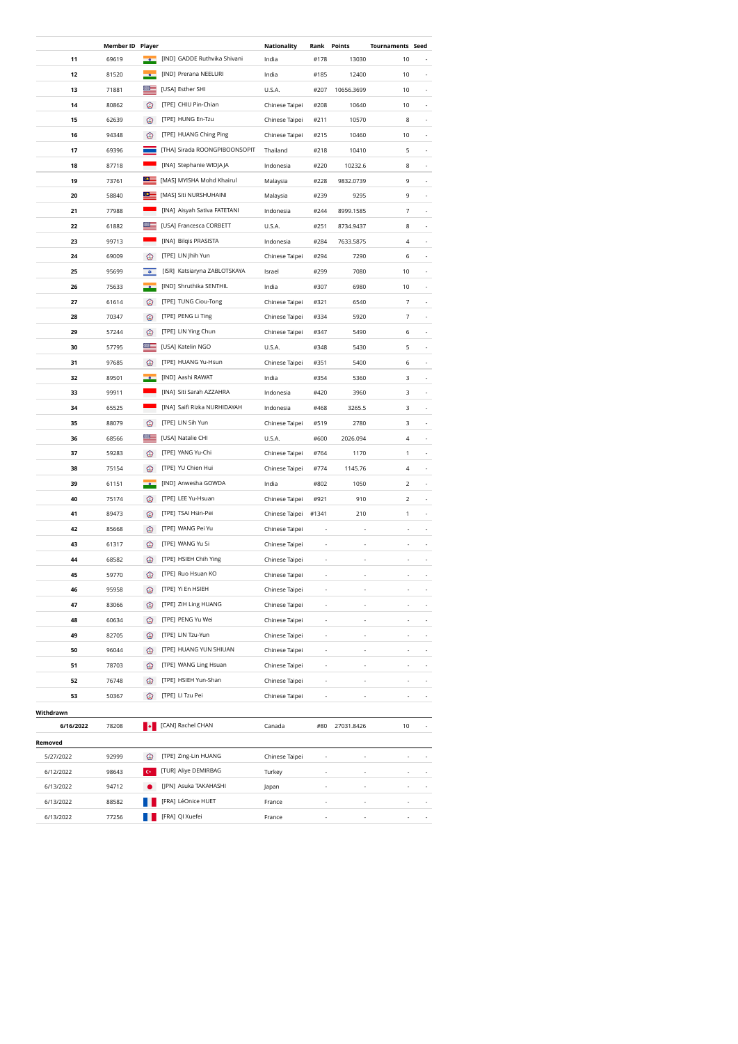| | Member ID | Player | Nationality | Rank | Points | Tournaments | Seed |
|---|---|---|---|---|---|---|---|
| 11 | 69619 | [IND] GADDE Ruthvika Shivani | India | #178 | 13030 | 10 | - |
| 12 | 81520 | [IND] Prerana NEELURI | India | #185 | 12400 | 10 | - |
| 13 | 71881 | [USA] Esther SHI | U.S.A. | #207 | 10656.3699 | 10 | - |
| 14 | 80862 | [TPE] CHIU Pin-Chian | Chinese Taipei | #208 | 10640 | 10 | - |
| 15 | 62639 | [TPE] HUNG En-Tzu | Chinese Taipei | #211 | 10570 | 8 | - |
| 16 | 94348 | [TPE] HUANG Ching Ping | Chinese Taipei | #215 | 10460 | 10 | - |
| 17 | 69396 | [THA] Sirada ROONGPIBOONSOPIT | Thailand | #218 | 10410 | 5 | - |
| 18 | 87718 | [INA] Stephanie WIDJAJA | Indonesia | #220 | 10232.6 | 8 | - |
| 19 | 73761 | [MAS] MYISHA Mohd Khairul | Malaysia | #228 | 9832.0739 | 9 | - |
| 20 | 58840 | [MAS] Siti NURSHUHAINI | Malaysia | #239 | 9295 | 9 | - |
| 21 | 77988 | [INA] Aisyah Sativa FATETANI | Indonesia | #244 | 8999.1585 | 7 | - |
| 22 | 61882 | [USA] Francesca CORBETT | U.S.A. | #251 | 8734.9437 | 8 | - |
| 23 | 99713 | [INA] Bilqis PRASISTA | Indonesia | #284 | 7633.5875 | 4 | - |
| 24 | 69009 | [TPE] LIN Jhih Yun | Chinese Taipei | #294 | 7290 | 6 | - |
| 25 | 95699 | [ISR] Katsiaryna ZABLOTSKAYA | Israel | #299 | 7080 | 10 | - |
| 26 | 75633 | [IND] Shruthika SENTHIL | India | #307 | 6980 | 10 | - |
| 27 | 61614 | [TPE] TUNG Ciou-Tong | Chinese Taipei | #321 | 6540 | 7 | - |
| 28 | 70347 | [TPE] PENG Li Ting | Chinese Taipei | #334 | 5920 | 7 | - |
| 29 | 57244 | [TPE] LIN Ying Chun | Chinese Taipei | #347 | 5490 | 6 | - |
| 30 | 57795 | [USA] Katelin NGO | U.S.A. | #348 | 5430 | 5 | - |
| 31 | 97685 | [TPE] HUANG Yu-Hsun | Chinese Taipei | #351 | 5400 | 6 | - |
| 32 | 89501 | [IND] Aashi RAWAT | India | #354 | 5360 | 3 | - |
| 33 | 99911 | [INA] Siti Sarah AZZAHRA | Indonesia | #420 | 3960 | 3 | - |
| 34 | 65525 | [INA] Saifi Rizka NURHIDAYAH | Indonesia | #468 | 3265.5 | 3 | - |
| 35 | 88079 | [TPE] LIN Sih Yun | Chinese Taipei | #519 | 2780 | 3 | - |
| 36 | 68566 | [USA] Natalie CHI | U.S.A. | #600 | 2026.094 | 4 | - |
| 37 | 59283 | [TPE] YANG Yu-Chi | Chinese Taipei | #764 | 1170 | 1 | - |
| 38 | 75154 | [TPE] YU Chien Hui | Chinese Taipei | #774 | 1145.76 | 4 | - |
| 39 | 61151 | [IND] Anwesha GOWDA | India | #802 | 1050 | 2 | - |
| 40 | 75174 | [TPE] LEE Yu-Hsuan | Chinese Taipei | #921 | 910 | 2 | - |
| 41 | 89473 | [TPE] TSAI Hsin-Pei | Chinese Taipei | #1341 | 210 | 1 | - |
| 42 | 85668 | [TPE] WANG Pei Yu | Chinese Taipei | - | - | - | - |
| 43 | 61317 | [TPE] WANG Yu Si | Chinese Taipei | - | - | - | - |
| 44 | 68582 | [TPE] HSIEH Chih Ying | Chinese Taipei | - | - | - | - |
| 45 | 59770 | [TPE] Ruo Hsuan KO | Chinese Taipei | - | - | - | - |
| 46 | 95958 | [TPE] Yi En HSIEH | Chinese Taipei | - | - | - | - |
| 47 | 83066 | [TPE] ZIH Ling HUANG | Chinese Taipei | - | - | - | - |
| 48 | 60634 | [TPE] PENG Yu Wei | Chinese Taipei | - | - | - | - |
| 49 | 82705 | [TPE] LIN Tzu-Yun | Chinese Taipei | - | - | - | - |
| 50 | 96044 | [TPE] HUANG YUN SHIUAN | Chinese Taipei | - | - | - | - |
| 51 | 78703 | [TPE] WANG Ling Hsuan | Chinese Taipei | - | - | - | - |
| 52 | 76748 | [TPE] HSIEH Yun-Shan | Chinese Taipei | - | - | - | - |
| 53 | 50367 | [TPE] LI Tzu Pei | Chinese Taipei | - | - | - | - |

**Withdrawn**

| | Member ID | Player | Nationality | Rank | Points | Tournaments | Seed |
|---|---|---|---|---|---|---|---|
| 6/16/2022 | 78208 | [CAN] Rachel CHAN | Canada | #80 | 27031.8426 | 10 | - |

**Removed**

| | Member ID | Player | Nationality | Rank | Points | Tournaments | Seed |
|---|---|---|---|---|---|---|---|
| 5/27/2022 | 92999 | [TPE] Zing-Lin HUANG | Chinese Taipei | - | - | - | - |
| 6/12/2022 | 98643 | [TUR] Aliye DEMIRBAG | Turkey | - | - | - | - |
| 6/13/2022 | 94712 | [JPN] Asuka TAKAHASHI | Japan | - | - | - | - |
| 6/13/2022 | 88582 | [FRA] LéOnice HUET | France | - | - | - | - |
| 6/13/2022 | 77256 | [FRA] QI Xuefei | France | - | - | - | - |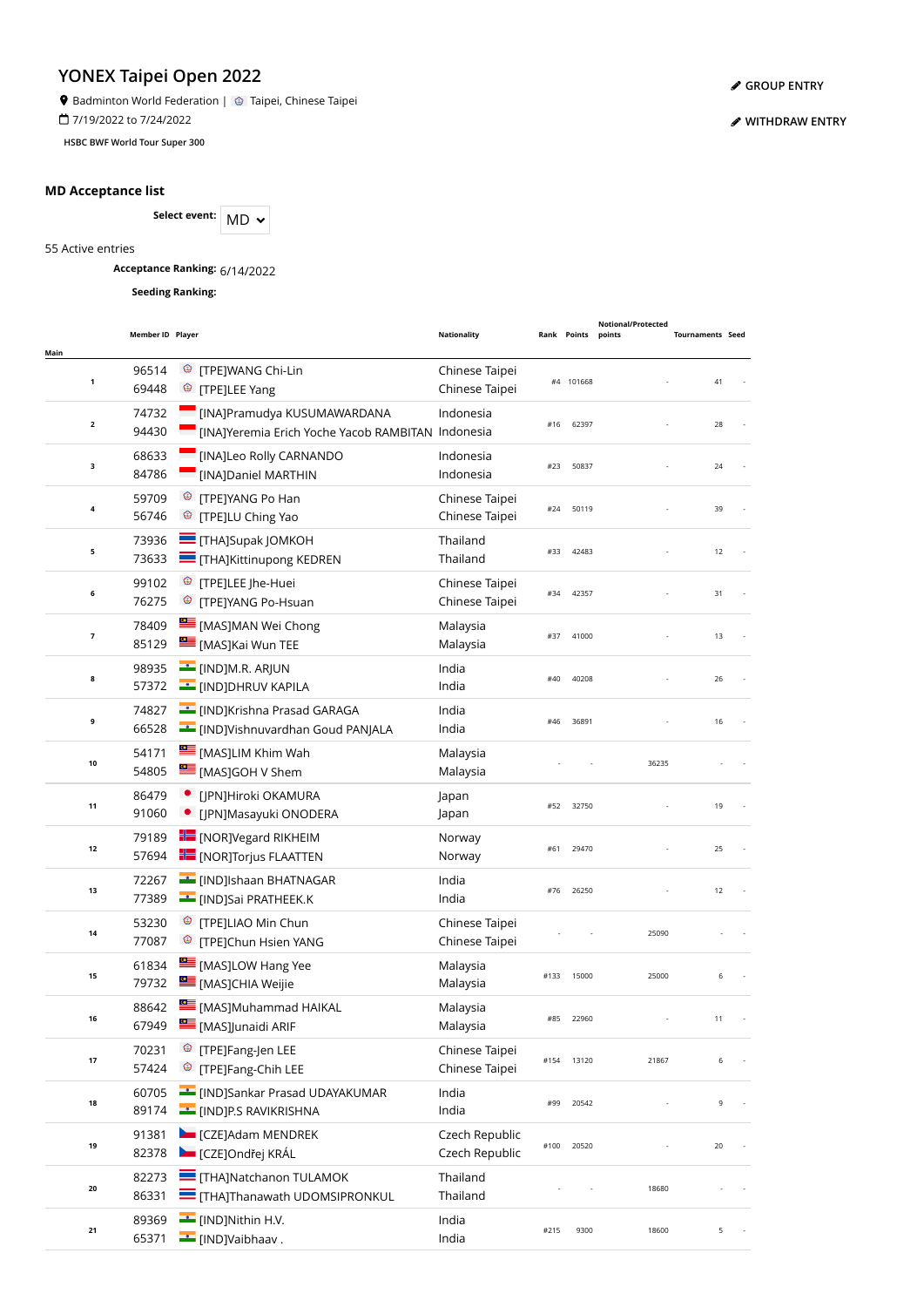# YONEX Taipei Open 2022

Badminton World Federation | Taipei, Chinese Taipei

7/19/2022 to 7/24/2022

HSBC BWF World Tour Super 300

GROUP ENTRY

WITHDRAW ENTRY

## MD Acceptance list

**Select event:** MD

55 Active entries

**Acceptance Ranking:** 6/14/2022

**Seeding Ranking:**

| Main | Member ID | Player | Nationality | Rank | Points | Notional/Protected points | Tournaments | Seed |
|---|---|---|---|---|---|---|---|---|
| 1 | 96514<br>69448 | [TPE]WANG Chi-Lin<br>[TPE]LEE Yang | Chinese Taipei<br>Chinese Taipei | #4 | 101668 | - | 41 | - |
| 2 | 74732<br>94430 | [INA]Pramudya KUSUMAWARDANA<br>[INA]Yeremia Erich Yoche Yacob RAMBITAN | Indonesia<br>Indonesia | #16 | 62397 | - | 28 | - |
| 3 | 68633<br>84786 | [INA]Leo Rolly CARNANDO<br>[INA]Daniel MARTHIN | Indonesia<br>Indonesia | #23 | 50837 | - | 24 | - |
| 4 | 59709<br>56746 | [TPE]YANG Po Han<br>[TPE]LU Ching Yao | Chinese Taipei<br>Chinese Taipei | #24 | 50119 | - | 39 | - |
| 5 | 73936<br>73633 | [THA]Supak JOMKOH<br>[THA]Kittinupong KEDREN | Thailand<br>Thailand | #33 | 42483 | - | 12 | - |
| 6 | 99102<br>76275 | [TPE]LEE Jhe-Huei<br>[TPE]YANG Po-Hsuan | Chinese Taipei<br>Chinese Taipei | #34 | 42357 | - | 31 | - |
| 7 | 78409<br>85129 | [MAS]MAN Wei Chong<br>[MAS]Kai Wun TEE | Malaysia<br>Malaysia | #37 | 41000 | - | 13 | - |
| 8 | 98935<br>57372 | [IND]M.R. ARJUN<br>[IND]DHRUV KAPILA | India<br>India | #40 | 40208 | - | 26 | - |
| 9 | 74827<br>66528 | [IND]Krishna Prasad GARAGA<br>[IND]Vishnuvardhan Goud PANJALA | India<br>India | #46 | 36891 | - | 16 | - |
| 10 | 54171<br>54805 | [MAS]LIM Khim Wah<br>[MAS]GOH V Shem | Malaysia<br>Malaysia | - | - | 36235 | - | - |
| 11 | 86479<br>91060 | [JPN]Hiroki OKAMURA<br>[JPN]Masayuki ONODERA | Japan<br>Japan | #52 | 32750 | - | 19 | - |
| 12 | 79189<br>57694 | [NOR]Vegard RIKHEIM<br>[NOR]Torjus FLAATTEN | Norway<br>Norway | #61 | 29470 | - | 25 | - |
| 13 | 72267<br>77389 | [IND]Ishaan BHATNAGAR<br>[IND]Sai PRATHEEK.K | India<br>India | #76 | 26250 | - | 12 | - |
| 14 | 53230<br>77087 | [TPE]LIAO Min Chun<br>[TPE]Chun Hsien YANG | Chinese Taipei<br>Chinese Taipei | - | - | 25090 | - | - |
| 15 | 61834<br>79732 | [MAS]LOW Hang Yee<br>[MAS]CHIA Weijie | Malaysia<br>Malaysia | #133 | 15000 | 25000 | 6 | - |
| 16 | 88642<br>67949 | [MAS]Muhammad HAIKAL<br>[MAS]Junaidi ARIF | Malaysia<br>Malaysia | #85 | 22960 | - | 11 | - |
| 17 | 70231<br>57424 | [TPE]Fang-Jen LEE<br>[TPE]Fang-Chih LEE | Chinese Taipei<br>Chinese Taipei | #154 | 13120 | 21867 | 6 | - |
| 18 | 60705<br>89174 | [IND]Sankar Prasad UDAYAKUMAR<br>[IND]P.S RAVIKRISHNA | India<br>India | #99 | 20542 | - | 9 | - |
| 19 | 91381<br>82378 | [CZE]Adam MENDREK<br>[CZE]Ondřej KRÁL | Czech Republic<br>Czech Republic | #100 | 20520 | - | 20 | - |
| 20 | 82273<br>86331 | [THA]Natchanon TULAMOK<br>[THA]Thanawath UDOMSIPRONKUL | Thailand<br>Thailand | - | - | 18680 | - | - |
| 21 | 89369<br>65371 | [IND]Nithin H.V.<br>[IND]Vaibhaav . | India<br>India | #215 | 9300 | 18600 | 5 | - |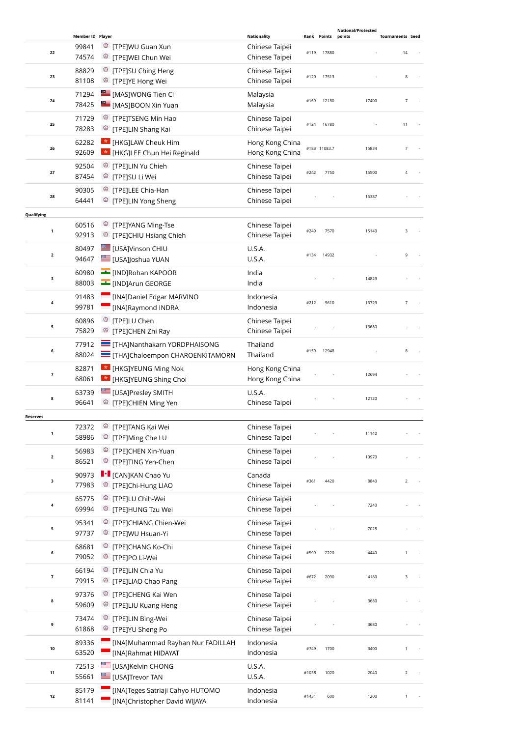| | Member ID | Player | Nationality | Rank | Points | Notional/Protected points | Tournaments | Seed |
|---|---|---|---|---|---|---|---|---|
| 22 | 99841<br>74574 | [TPE]WU Guan Xun<br>[TPE]WEI Chun Wei | Chinese Taipei<br>Chinese Taipei | #119 | 17880 | - | 14 | - |
| 23 | 88829<br>81108 | [TPE]SU Ching Heng<br>[TPE]YE Hong Wei | Chinese Taipei<br>Chinese Taipei | #120 | 17513 | - | 8 | - |
| 24 | 71294<br>78425 | [MAS]WONG Tien Ci<br>[MAS]BOON Xin Yuan | Malaysia<br>Malaysia | #169 | 12180 | 17400 | 7 | - |
| 25 | 71729<br>78283 | [TPE]TSENG Min Hao<br>[TPE]LIN Shang Kai | Chinese Taipei<br>Chinese Taipei | #124 | 16780 | - | 11 | - |
| 26 | 62282<br>92609 | [HKG]LAW Cheuk Him<br>[HKG]LEE Chun Hei Reginald | Hong Kong China<br>Hong Kong China | #183 | 11083.7 | 15834 | 7 | - |
| 27 | 92504<br>87454 | [TPE]LIN Yu Chieh<br>[TPE]SU Li Wei | Chinese Taipei<br>Chinese Taipei | #242 | 7750 | 15500 | 4 | - |
| 28 | 90305<br>64441 | [TPE]LEE Chia-Han<br>[TPE]LIN Yong Sheng | Chinese Taipei<br>Chinese Taipei | - | - | 15387 | - | - |
| **Qualifying** | | | | | | | | |
| 1 | 60516<br>92913 | [TPE]YANG Ming-Tse<br>[TPE]CHIU Hsiang Chieh | Chinese Taipei<br>Chinese Taipei | #249 | 7570 | 15140 | 3 | - |
| 2 | 80497<br>94647 | [USA]Vinson CHIU<br>[USA]Joshua YUAN | U.S.A.<br>U.S.A. | #134 | 14932 | - | 9 | - |
| 3 | 60980<br>88003 | [IND]Rohan KAPOOR<br>[IND]Arun GEORGE | India<br>India | - | - | 14829 | - | - |
| 4 | 91483<br>99781 | [INA]Daniel Edgar MARVINO<br>[INA]Raymond INDRA | Indonesia<br>Indonesia | #212 | 9610 | 13729 | 7 | - |
| 5 | 60896<br>75829 | [TPE]LU Chen<br>[TPE]CHEN Zhi Ray | Chinese Taipei<br>Chinese Taipei | - | - | 13680 | - | - |
| 6 | 77912<br>88024 | [THA]Nanthakarn YORDPHAISONG<br>[THA]Chaloempon CHAROENKITAMORN | Thailand<br>Thailand | #159 | 12948 | - | 8 | - |
| 7 | 82871<br>68061 | [HKG]YEUNG Ming Nok<br>[HKG]YEUNG Shing Choi | Hong Kong China<br>Hong Kong China | - | - | 12694 | - | - |
| 8 | 63739<br>96641 | [USA]Presley SMITH<br>[TPE]CHIEN Ming Yen | U.S.A.<br>Chinese Taipei | - | - | 12120 | - | - |
| **Reserves** | | | | | | | | |
| 1 | 72372<br>58986 | [TPE]TANG Kai Wei<br>[TPE]Ming Che LU | Chinese Taipei<br>Chinese Taipei | - | - | 11140 | - | - |
| 2 | 56983<br>86521 | [TPE]CHEN Xin-Yuan<br>[TPE]TING Yen-Chen | Chinese Taipei<br>Chinese Taipei | - | - | 10970 | - | - |
| 3 | 90973<br>77983 | [CAN]KAN Chao Yu<br>[TPE]Chi-Hung LIAO | Canada<br>Chinese Taipei | #361 | 4420 | 8840 | 2 | - |
| 4 | 65775<br>69994 | [TPE]LU Chih-Wei<br>[TPE]HUNG Tzu Wei | Chinese Taipei<br>Chinese Taipei | - | - | 7240 | - | - |
| 5 | 95341<br>97737 | [TPE]CHIANG Chien-Wei<br>[TPE]WU Hsuan-Yi | Chinese Taipei<br>Chinese Taipei | - | - | 7025 | - | - |
| 6 | 68681<br>79052 | [TPE]CHANG Ko-Chi<br>[TPE]PO Li-Wei | Chinese Taipei<br>Chinese Taipei | #599 | 2220 | 4440 | 1 | - |
| 7 | 66194<br>79915 | [TPE]LIN Chia Yu<br>[TPE]LIAO Chao Pang | Chinese Taipei<br>Chinese Taipei | #672 | 2090 | 4180 | 3 | - |
| 8 | 97376<br>59609 | [TPE]CHENG Kai Wen<br>[TPE]LIU Kuang Heng | Chinese Taipei<br>Chinese Taipei | - | - | 3680 | - | - |
| 9 | 73474<br>61868 | [TPE]LIN Bing-Wei<br>[TPE]YU Sheng Po | Chinese Taipei<br>Chinese Taipei | - | - | 3680 | - | - |
| 10 | 89336<br>63520 | [INA]Muhammad Rayhan Nur FADILLAH<br>[INA]Rahmat HIDAYAT | Indonesia<br>Indonesia | #749 | 1700 | 3400 | 1 | - |
| 11 | 72513<br>55661 | [USA]Kelvin CHONG<br>[USA]Trevor TAN | U.S.A.<br>U.S.A. | #1038 | 1020 | 2040 | 2 | - |
| 12 | 85179<br>81141 | [INA]Teges Satriaji Cahyo HUTOMO<br>[INA]Christopher David WIJAYA | Indonesia<br>Indonesia | #1431 | 600 | 1200 | 1 | - |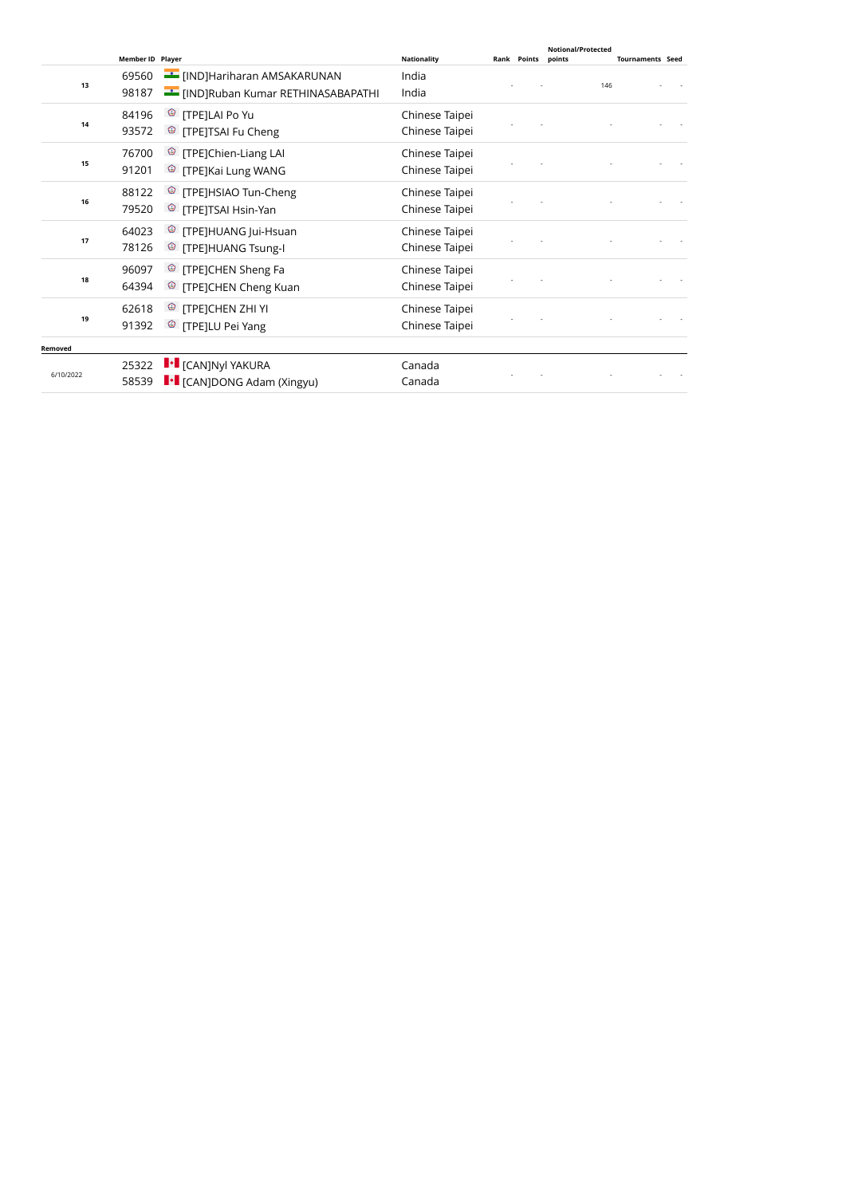| | Member ID | Player | Nationality | Rank | Points | Notional/Protected points | Tournaments | Seed |
|---|---|---|---|---|---|---|---|---|
| 13 | 69560<br>98187 | [IND]Hariharan AMSAKARUNAN<br>[IND]Ruban Kumar RETHINASABAPATHI | India<br>India | - | - | 146 | - | - |
| 14 | 84196<br>93572 | [TPE]LAI Po Yu<br>[TPE]TSAI Fu Cheng | Chinese Taipei<br>Chinese Taipei | - | - | - | - | - |
| 15 | 76700<br>91201 | [TPE]Chien-Liang LAI<br>[TPE]Kai Lung WANG | Chinese Taipei<br>Chinese Taipei | - | - | - | - | - |
| 16 | 88122<br>79520 | [TPE]HSIAO Tun-Cheng<br>[TPE]TSAI Hsin-Yan | Chinese Taipei<br>Chinese Taipei | - | - | - | - | - |
| 17 | 64023<br>78126 | [TPE]HUANG Jui-Hsuan<br>[TPE]HUANG Tsung-I | Chinese Taipei<br>Chinese Taipei | - | - | - | - | - |
| 18 | 96097<br>64394 | [TPE]CHEN Sheng Fa<br>[TPE]CHEN Cheng Kuan | Chinese Taipei<br>Chinese Taipei | - | - | - | - | - |
| 19 | 62618<br>91392 | [TPE]CHEN ZHI YI<br>[TPE]LU Pei Yang | Chinese Taipei<br>Chinese Taipei | - | - | - | - | - |
| **Removed** | | | | | | | | |
| 6/10/2022 | 25322<br>58539 | [CAN]Nyl YAKURA<br>[CAN]DONG Adam (Xingyu) | Canada<br>Canada | - | - | - | - | - |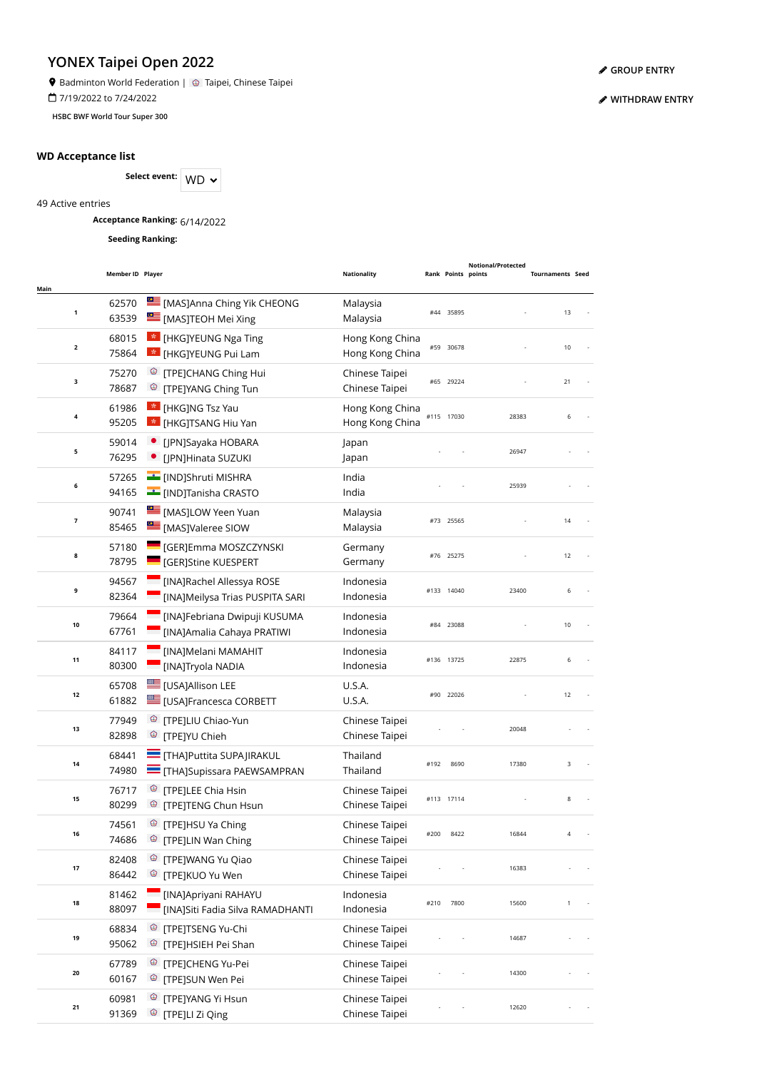# YONEX Taipei Open 2022

Badminton World Federation | Taipei, Chinese Taipei

7/19/2022 to 7/24/2022

HSBC BWF World Tour Super 300

GROUP ENTRY

WITHDRAW ENTRY

## WD Acceptance list

**Select event:** WD

49 Active entries

**Acceptance Ranking:** 6/14/2022

**Seeding Ranking:**

| Main | Member ID | Player | Nationality | Rank | Points | Notional/Protected points | Tournaments | Seed |
|---|---|---|---|---|---|---|---|---|
| 1 | 62570<br>63539 | [MAS]Anna Ching Yik CHEONG<br>[MAS]TEOH Mei Xing | Malaysia<br>Malaysia | #44 | 35895 | - | 13 | - |
| 2 | 68015<br>75864 | [HKG]YEUNG Nga Ting<br>[HKG]YEUNG Pui Lam | Hong Kong China<br>Hong Kong China | #59 | 30678 | - | 10 | - |
| 3 | 75270<br>78687 | [TPE]CHANG Ching Hui<br>[TPE]YANG Ching Tun | Chinese Taipei<br>Chinese Taipei | #65 | 29224 | - | 21 | - |
| 4 | 61986<br>95205 | [HKG]NG Tsz Yau<br>[HKG]TSANG Hiu Yan | Hong Kong China<br>Hong Kong China | #115 | 17030 | 28383 | 6 | - |
| 5 | 59014<br>76295 | [JPN]Sayaka HOBARA<br>[JPN]Hinata SUZUKI | Japan<br>Japan | - | - | 26947 | - | - |
| 6 | 57265<br>94165 | [IND]Shruti MISHRA<br>[IND]Tanisha CRASTO | India<br>India | - | - | 25939 | - | - |
| 7 | 90741<br>85465 | [MAS]LOW Yeen Yuan<br>[MAS]Valeree SIOW | Malaysia<br>Malaysia | #73 | 25565 | - | 14 | - |
| 8 | 57180<br>78795 | [GER]Emma MOSZCZYNSKI<br>[GER]Stine KUESPERT | Germany<br>Germany | #76 | 25275 | - | 12 | - |
| 9 | 94567<br>82364 | [INA]Rachel Allessya ROSE<br>[INA]Meilysa Trias PUSPITA SARI | Indonesia<br>Indonesia | #133 | 14040 | 23400 | 6 | - |
| 10 | 79664<br>67761 | [INA]Febriana Dwipuji KUSUMA<br>[INA]Amalia Cahaya PRATIWI | Indonesia<br>Indonesia | #84 | 23088 | - | 10 | - |
| 11 | 84117<br>80300 | [INA]Melani MAMAHIT<br>[INA]Tryola NADIA | Indonesia<br>Indonesia | #136 | 13725 | 22875 | 6 | - |
| 12 | 65708<br>61882 | [USA]Allison LEE<br>[USA]Francesca CORBETT | U.S.A.<br>U.S.A. | #90 | 22026 | - | 12 | - |
| 13 | 77949<br>82898 | [TPE]LIU Chiao-Yun<br>[TPE]YU Chieh | Chinese Taipei<br>Chinese Taipei | - | - | 20048 | - | - |
| 14 | 68441<br>74980 | [THA]Puttita SUPAJIRAKUL<br>[THA]Supissara PAEWSAMPRAN | Thailand<br>Thailand | #192 | 8690 | 17380 | 3 | - |
| 15 | 76717<br>80299 | [TPE]LEE Chia Hsin<br>[TPE]TENG Chun Hsun | Chinese Taipei<br>Chinese Taipei | #113 | 17114 | - | 8 | - |
| 16 | 74561<br>74686 | [TPE]HSU Ya Ching<br>[TPE]LIN Wan Ching | Chinese Taipei<br>Chinese Taipei | #200 | 8422 | 16844 | 4 | - |
| 17 | 82408<br>86442 | [TPE]WANG Yu Qiao<br>[TPE]KUO Yu Wen | Chinese Taipei<br>Chinese Taipei | - | - | 16383 | - | - |
| 18 | 81462<br>88097 | [INA]Apriyani RAHAYU<br>[INA]Siti Fadia Silva RAMADHANTI | Indonesia<br>Indonesia | #210 | 7800 | 15600 | 1 | - |
| 19 | 68834<br>95062 | [TPE]TSENG Yu-Chi<br>[TPE]HSIEH Pei Shan | Chinese Taipei<br>Chinese Taipei | - | - | 14687 | - | - |
| 20 | 67789<br>60167 | [TPE]CHENG Yu-Pei<br>[TPE]SUN Wen Pei | Chinese Taipei<br>Chinese Taipei | - | - | 14300 | - | - |
| 21 | 60981<br>91369 | [TPE]YANG Yi Hsun<br>[TPE]LI Zi Qing | Chinese Taipei<br>Chinese Taipei | - | - | 12620 | - | - |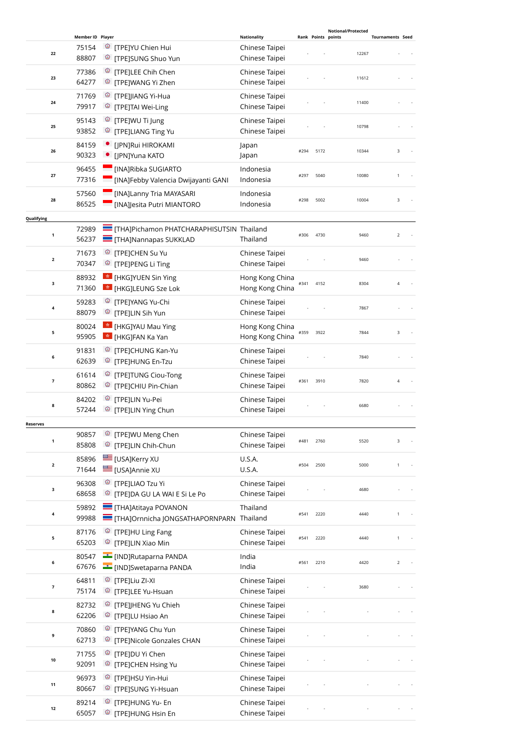| | Member ID | Player | Nationality | Rank | Points | Notional/Protected points | Tournaments | Seed |
|---|---|---|---|---|---|---|---|---|
| 22 | 75154<br>88807 | [TPE]YU Chien Hui<br>[TPE]SUNG Shuo Yun | Chinese Taipei<br>Chinese Taipei | - | - | 12267 | - | - |
| 23 | 77386<br>64277 | [TPE]LEE Chih Chen<br>[TPE]WANG Yi Zhen | Chinese Taipei<br>Chinese Taipei | - | - | 11612 | - | - |
| 24 | 71769<br>79917 | [TPE]JIANG Yi-Hua<br>[TPE]TAI Wei-Ling | Chinese Taipei<br>Chinese Taipei | - | - | 11400 | - | - |
| 25 | 95143<br>93852 | [TPE]WU Ti Jung<br>[TPE]LIANG Ting Yu | Chinese Taipei<br>Chinese Taipei | - | - | 10798 | - | - |
| 26 | 84159<br>90323 | [JPN]Rui HIROKAMI<br>[JPN]Yuna KATO | Japan<br>Japan | #294 | 5172 | 10344 | 3 | - |
| 27 | 96455<br>77316 | [INA]Ribka SUGIARTO<br>[INA]Febby Valencia Dwijayanti GANI | Indonesia<br>Indonesia | #297 | 5040 | 10080 | 1 | - |
| 28 | 57560<br>86525 | [INA]Lanny Tria MAYASARI<br>[INA]Jesita Putri MIANTORO | Indonesia<br>Indonesia | #298 | 5002 | 10004 | 3 | - |
| **Qualifying** | | | | | | | | |
| 1 | 72989<br>56237 | [THA]Pichamon PHATCHARAPHISUTSIN<br>[THA]Nannapas SUKKLAD | Thailand<br>Thailand | #306 | 4730 | 9460 | 2 | - |
| 2 | 71673<br>70347 | [TPE]CHEN Su Yu<br>[TPE]PENG Li Ting | Chinese Taipei<br>Chinese Taipei | - | - | 9460 | - | - |
| 3 | 88932<br>71360 | [HKG]YUEN Sin Ying<br>[HKG]LEUNG Sze Lok | Hong Kong China<br>Hong Kong China | #341 | 4152 | 8304 | 4 | - |
| 4 | 59283<br>88079 | [TPE]YANG Yu-Chi<br>[TPE]LIN Sih Yun | Chinese Taipei<br>Chinese Taipei | - | - | 7867 | - | - |
| 5 | 80024<br>95905 | [HKG]YAU Mau Ying<br>[HKG]FAN Ka Yan | Hong Kong China<br>Hong Kong China | #359 | 3922 | 7844 | 3 | - |
| 6 | 91831<br>62639 | [TPE]CHUNG Kan-Yu<br>[TPE]HUNG En-Tzu | Chinese Taipei<br>Chinese Taipei | - | - | 7840 | - | - |
| 7 | 61614<br>80862 | [TPE]TUNG Ciou-Tong<br>[TPE]CHIU Pin-Chian | Chinese Taipei<br>Chinese Taipei | #361 | 3910 | 7820 | 4 | - |
| 8 | 84202<br>57244 | [TPE]LIN Yu-Pei<br>[TPE]LIN Ying Chun | Chinese Taipei<br>Chinese Taipei | - | - | 6680 | - | - |
| **Reserves** | | | | | | | | |
| 1 | 90857<br>85808 | [TPE]WU Meng Chen<br>[TPE]LIN Chih-Chun | Chinese Taipei<br>Chinese Taipei | #481 | 2760 | 5520 | 3 | - |
| 2 | 85896<br>71644 | [USA]Kerry XU<br>[USA]Annie XU | U.S.A.<br>U.S.A. | #504 | 2500 | 5000 | 1 | - |
| 3 | 96308<br>68658 | [TPE]LIAO Tzu Yi<br>[TPE]DA GU LA WAI E Si Le Po | Chinese Taipei<br>Chinese Taipei | - | - | 4680 | - | - |
| 4 | 59892<br>99988 | [THA]Atitaya POVANON<br>[THA]Ornnicha JONGSATHAPORNPARN | Thailand<br>Thailand | #541 | 2220 | 4440 | 1 | - |
| 5 | 87176<br>65203 | [TPE]HU Ling Fang<br>[TPE]LIN Xiao Min | Chinese Taipei<br>Chinese Taipei | #541 | 2220 | 4440 | 1 | - |
| 6 | 80547<br>67676 | [IND]Rutaparna PANDA<br>[IND]Swetaparna PANDA | India<br>India | #561 | 2210 | 4420 | 2 | - |
| 7 | 64811<br>75174 | [TPE]Liu ZI-XI<br>[TPE]LEE Yu-Hsuan | Chinese Taipei<br>Chinese Taipei | - | - | 3680 | - | - |
| 8 | 82732<br>62206 | [TPE]JHENG Yu Chieh<br>[TPE]LU Hsiao An | Chinese Taipei<br>Chinese Taipei | - | - | - | - | - |
| 9 | 70860<br>62713 | [TPE]YANG Chu Yun<br>[TPE]Nicole Gonzales CHAN | Chinese Taipei<br>Chinese Taipei | - | - | - | - | - |
| 10 | 71755<br>92091 | [TPE]DU Yi Chen<br>[TPE]CHEN Hsing Yu | Chinese Taipei<br>Chinese Taipei | - | - | - | - | - |
| 11 | 96973<br>80667 | [TPE]HSU Yin-Hui<br>[TPE]SUNG Yi-Hsuan | Chinese Taipei<br>Chinese Taipei | - | - | - | - | - |
| 12 | 89214<br>65057 | [TPE]HUNG Yu- En<br>[TPE]HUNG Hsin En | Chinese Taipei<br>Chinese Taipei | - | - | - | - | - |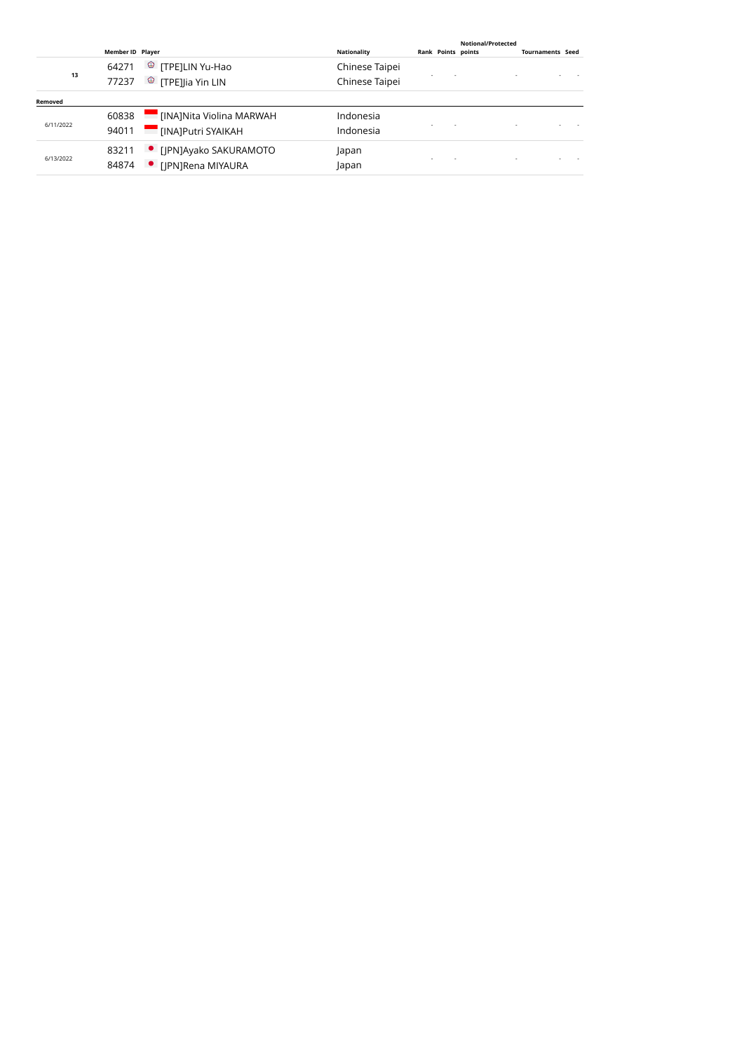| | Member ID | Player | Nationality | Rank | Points | Notional/Protected points | Tournaments | Seed |
|---|---|---|---|---|---|---|---|---|
| 13 | 64271 | [TPE]LIN Yu-Hao | Chinese Taipei | - | - | - | - | - |
| | 77237 | [TPE]Jia Yin LIN | Chinese Taipei | | | | | |
| **Removed** | | | | | | | | |
| 6/11/2022 | 60838 | [INA]Nita Violina MARWAH | Indonesia | - | - | - | - | - |
| | 94011 | [INA]Putri SYAIKAH | Indonesia | | | | | |
| 6/13/2022 | 83211 | [JPN]Ayako SAKURAMOTO | Japan | - | - | - | - | - |
| | 84874 | [JPN]Rena MIYAURA | Japan | | | | | |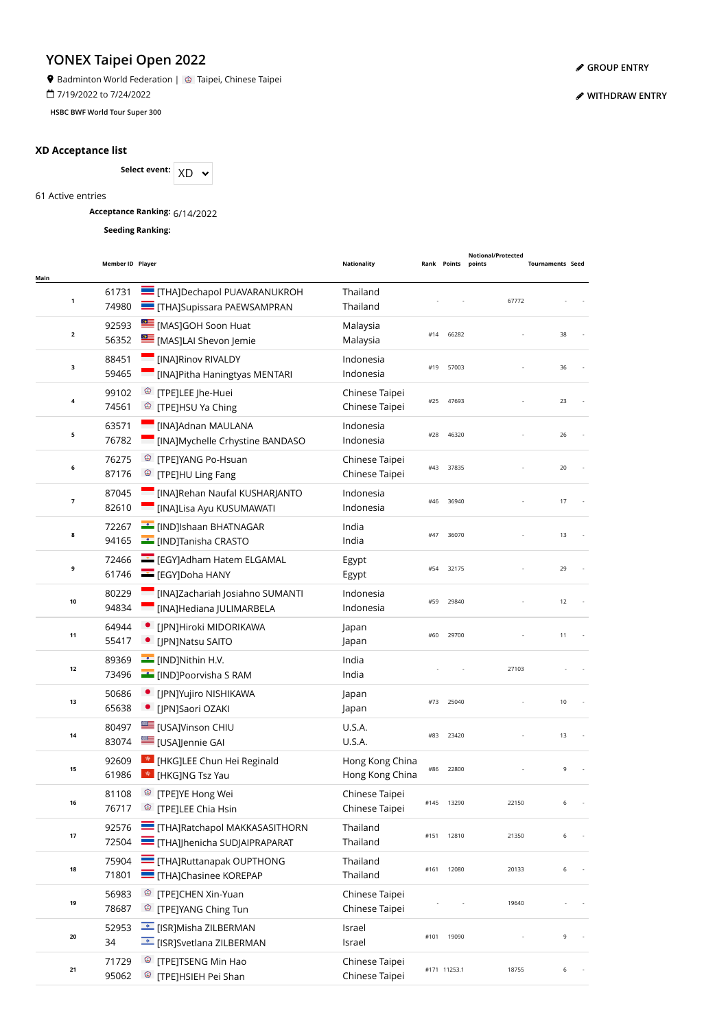# YONEX Taipei Open 2022

Badminton World Federation | Taipei, Chinese Taipei

7/19/2022 to 7/24/2022

HSBC BWF World Tour Super 300

GROUP ENTRY

WITHDRAW ENTRY

## XD Acceptance list

**Select event:** XD

61 Active entries

**Acceptance Ranking:** 6/14/2022

**Seeding Ranking:**

| Main | Member ID | Player | Nationality | Rank | Points | Notional/Protected points | Tournaments | Seed |
|---|---|---|---|---|---|---|---|---|
| 1 | 61731<br>74980 | [THA]Dechapol PUAVARANUKROH<br>[THA]Supissara PAEWSAMPRAN | Thailand<br>Thailand | - | - | 67772 | - | - |
| 2 | 92593<br>56352 | [MAS]GOH Soon Huat<br>[MAS]LAI Shevon Jemie | Malaysia<br>Malaysia | #14 | 66282 | - | 38 | - |
| 3 | 88451<br>59465 | [INA]Rinov RIVALDY<br>[INA]Pitha Haningtyas MENTARI | Indonesia<br>Indonesia | #19 | 57003 | - | 36 | - |
| 4 | 99102<br>74561 | [TPE]LEE Jhe-Huei<br>[TPE]HSU Ya Ching | Chinese Taipei<br>Chinese Taipei | #25 | 47693 | - | 23 | - |
| 5 | 63571<br>76782 | [INA]Adnan MAULANA<br>[INA]Mychelle Crhystine BANDASO | Indonesia<br>Indonesia | #28 | 46320 | - | 26 | - |
| 6 | 76275<br>87176 | [TPE]YANG Po-Hsuan<br>[TPE]HU Ling Fang | Chinese Taipei<br>Chinese Taipei | #43 | 37835 | - | 20 | - |
| 7 | 87045<br>82610 | [INA]Rehan Naufal KUSHARJANTO<br>[INA]Lisa Ayu KUSUMAWATI | Indonesia<br>Indonesia | #46 | 36940 | - | 17 | - |
| 8 | 72267<br>94165 | [IND]Ishaan BHATNAGAR<br>[IND]Tanisha CRASTO | India<br>India | #47 | 36070 | - | 13 | - |
| 9 | 72466<br>61746 | [EGY]Adham Hatem ELGAMAL<br>[EGY]Doha HANY | Egypt<br>Egypt | #54 | 32175 | - | 29 | - |
| 10 | 80229<br>94834 | [INA]Zachariah Josiahno SUMANTI<br>[INA]Hediana JULIMARBELA | Indonesia<br>Indonesia | #59 | 29840 | - | 12 | - |
| 11 | 64944<br>55417 | [JPN]Hiroki MIDORIKAWA<br>[JPN]Natsu SAITO | Japan<br>Japan | #60 | 29700 | - | 11 | - |
| 12 | 89369<br>73496 | [IND]Nithin H.V.<br>[IND]Poorvisha S RAM | India<br>India | - | - | 27103 | - | - |
| 13 | 50686<br>65638 | [JPN]Yujiro NISHIKAWA<br>[JPN]Saori OZAKI | Japan<br>Japan | #73 | 25040 | - | 10 | - |
| 14 | 80497<br>83074 | [USA]Vinson CHIU<br>[USA]Jennie GAI | U.S.A.<br>U.S.A. | #83 | 23420 | - | 13 | - |
| 15 | 92609<br>61986 | [HKG]LEE Chun Hei Reginald<br>[HKG]NG Tsz Yau | Hong Kong China<br>Hong Kong China | #86 | 22800 | - | 9 | - |
| 16 | 81108<br>76717 | [TPE]YE Hong Wei<br>[TPE]LEE Chia Hsin | Chinese Taipei<br>Chinese Taipei | #145 | 13290 | 22150 | 6 | - |
| 17 | 92576<br>72504 | [THA]Ratchapol MAKKASASITHORN<br>[THA]Jhenicha SUDJAIPRAPARAT | Thailand<br>Thailand | #151 | 12810 | 21350 | 6 | - |
| 18 | 75904<br>71801 | [THA]Ruttanapak OUPTHONG<br>[THA]Chasinee KOREPAP | Thailand<br>Thailand | #161 | 12080 | 20133 | 6 | - |
| 19 | 56983<br>78687 | [TPE]CHEN Xin-Yuan<br>[TPE]YANG Ching Tun | Chinese Taipei<br>Chinese Taipei | - | - | 19640 | - | - |
| 20 | 52953<br>34 | [ISR]Misha ZILBERMAN<br>[ISR]Svetlana ZILBERMAN | Israel<br>Israel | #101 | 19090 | - | 9 | - |
| 21 | 71729<br>95062 | [TPE]TSENG Min Hao<br>[TPE]HSIEH Pei Shan | Chinese Taipei<br>Chinese Taipei | #171 | 11253.1 | 18755 | 6 | - |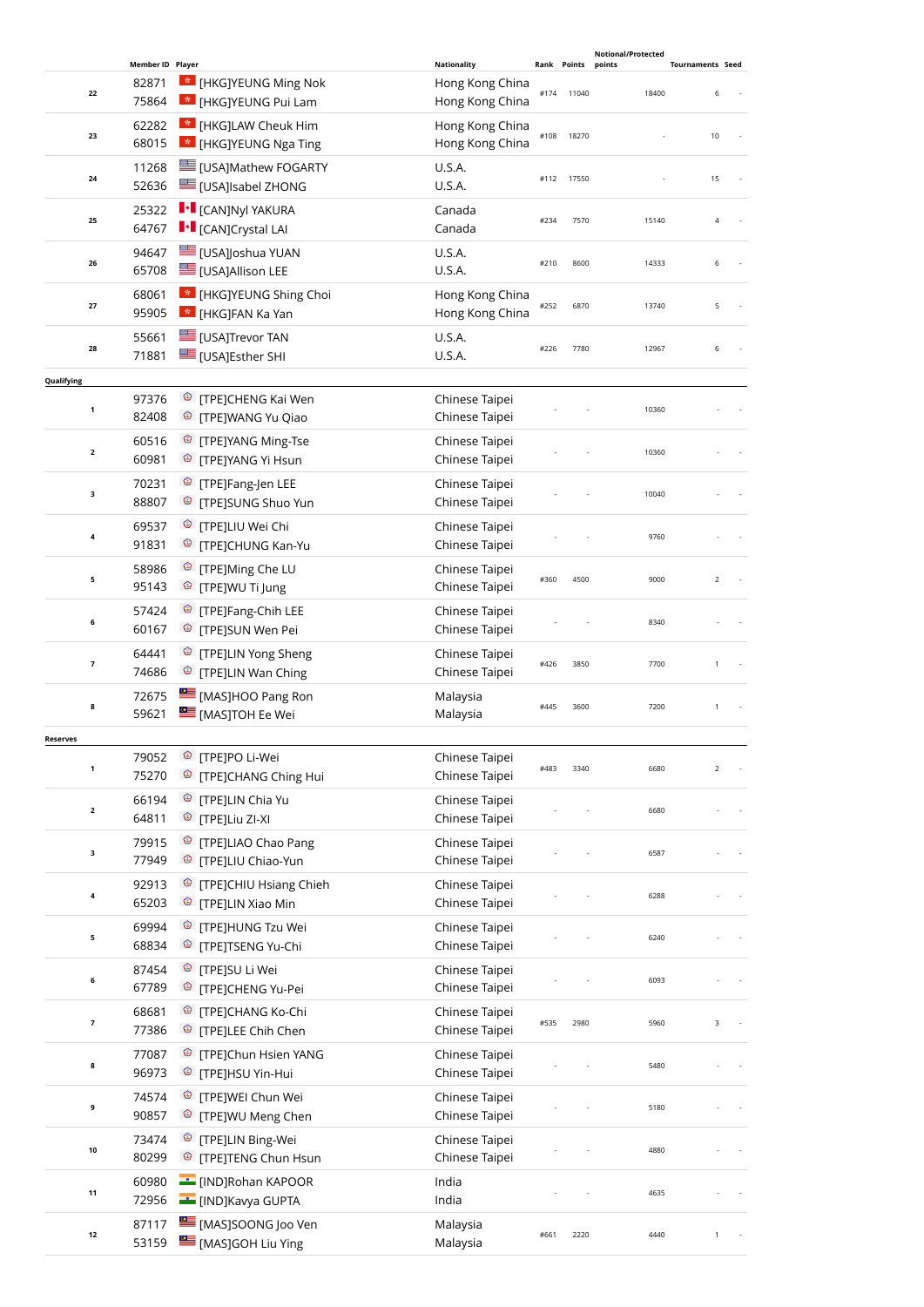| | Member ID | Player | Nationality | Rank | Points | Notional/Protected points | Tournaments | Seed |
|---|---|---|---|---|---|---|---|---|
| 22 | 82871<br>75864 | [HKG]YEUNG Ming Nok<br>[HKG]YEUNG Pui Lam | Hong Kong China<br>Hong Kong China | #174 | 11040 | 18400 | 6 | - |
| 23 | 62282<br>68015 | [HKG]LAW Cheuk Him<br>[HKG]YEUNG Nga Ting | Hong Kong China<br>Hong Kong China | #108 | 18270 | - | 10 | - |
| 24 | 11268<br>52636 | [USA]Mathew FOGARTY<br>[USA]Isabel ZHONG | U.S.A.<br>U.S.A. | #112 | 17550 | - | 15 | - |
| 25 | 25322<br>64767 | [CAN]Nyl YAKURA<br>[CAN]Crystal LAI | Canada<br>Canada | #234 | 7570 | 15140 | 4 | - |
| 26 | 94647<br>65708 | [USA]Joshua YUAN<br>[USA]Allison LEE | U.S.A.<br>U.S.A. | #210 | 8600 | 14333 | 6 | - |
| 27 | 68061<br>95905 | [HKG]YEUNG Shing Choi<br>[HKG]FAN Ka Yan | Hong Kong China<br>Hong Kong China | #252 | 6870 | 13740 | 5 | - |
| 28 | 55661<br>71881 | [USA]Trevor TAN<br>[USA]Esther SHI | U.S.A.<br>U.S.A. | #226 | 7780 | 12967 | 6 | - |

**Qualifying**

| | Member ID | Player | Nationality | Rank | Points | Notional/Protected points | Tournaments | Seed |
|---|---|---|---|---|---|---|---|---|
| 1 | 97376<br>82408 | [TPE]CHENG Kai Wen<br>[TPE]WANG Yu Qiao | Chinese Taipei<br>Chinese Taipei | - | - | 10360 | - | - |
| 2 | 60516<br>60981 | [TPE]YANG Ming-Tse<br>[TPE]YANG Yi Hsun | Chinese Taipei<br>Chinese Taipei | - | - | 10360 | - | - |
| 3 | 70231<br>88807 | [TPE]Fang-Jen LEE<br>[TPE]SUNG Shuo Yun | Chinese Taipei<br>Chinese Taipei | - | - | 10040 | - | - |
| 4 | 69537<br>91831 | [TPE]LIU Wei Chi<br>[TPE]CHUNG Kan-Yu | Chinese Taipei<br>Chinese Taipei | - | - | 9760 | - | - |
| 5 | 58986<br>95143 | [TPE]Ming Che LU<br>[TPE]WU Ti Jung | Chinese Taipei<br>Chinese Taipei | #360 | 4500 | 9000 | 2 | - |
| 6 | 57424<br>60167 | [TPE]Fang-Chih LEE<br>[TPE]SUN Wen Pei | Chinese Taipei<br>Chinese Taipei | - | - | 8340 | - | - |
| 7 | 64441<br>74686 | [TPE]LIN Yong Sheng<br>[TPE]LIN Wan Ching | Chinese Taipei<br>Chinese Taipei | #426 | 3850 | 7700 | 1 | - |
| 8 | 72675<br>59621 | [MAS]HOO Pang Ron<br>[MAS]TOH Ee Wei | Malaysia<br>Malaysia | #445 | 3600 | 7200 | 1 | - |

**Reserves**

| | Member ID | Player | Nationality | Rank | Points | Notional/Protected points | Tournaments | Seed |
|---|---|---|---|---|---|---|---|---|
| 1 | 79052<br>75270 | [TPE]PO Li-Wei<br>[TPE]CHANG Ching Hui | Chinese Taipei<br>Chinese Taipei | #483 | 3340 | 6680 | 2 | - |
| 2 | 66194<br>64811 | [TPE]LIN Chia Yu<br>[TPE]Liu ZI-XI | Chinese Taipei<br>Chinese Taipei | - | - | 6680 | - | - |
| 3 | 79915<br>77949 | [TPE]LIAO Chao Pang<br>[TPE]LIU Chiao-Yun | Chinese Taipei<br>Chinese Taipei | - | - | 6587 | - | - |
| 4 | 92913<br>65203 | [TPE]CHIU Hsiang Chieh<br>[TPE]LIN Xiao Min | Chinese Taipei<br>Chinese Taipei | - | - | 6288 | - | - |
| 5 | 69994<br>68834 | [TPE]HUNG Tzu Wei<br>[TPE]TSENG Yu-Chi | Chinese Taipei<br>Chinese Taipei | - | - | 6240 | - | - |
| 6 | 87454<br>67789 | [TPE]SU Li Wei<br>[TPE]CHENG Yu-Pei | Chinese Taipei<br>Chinese Taipei | - | - | 6093 | - | - |
| 7 | 68681<br>77386 | [TPE]CHANG Ko-Chi<br>[TPE]LEE Chih Chen | Chinese Taipei<br>Chinese Taipei | #535 | 2980 | 5960 | 3 | - |
| 8 | 77087<br>96973 | [TPE]Chun Hsien YANG<br>[TPE]HSU Yin-Hui | Chinese Taipei<br>Chinese Taipei | - | - | 5480 | - | - |
| 9 | 74574<br>90857 | [TPE]WEI Chun Wei<br>[TPE]WU Meng Chen | Chinese Taipei<br>Chinese Taipei | - | - | 5180 | - | - |
| 10 | 73474<br>80299 | [TPE]LIN Bing-Wei<br>[TPE]TENG Chun Hsun | Chinese Taipei<br>Chinese Taipei | - | - | 4880 | - | - |
| 11 | 60980<br>72956 | [IND]Rohan KAPOOR<br>[IND]Kavya GUPTA | India<br>India | - | - | 4635 | - | - |
| 12 | 87117<br>53159 | [MAS]SOONG Joo Ven<br>[MAS]GOH Liu Ying | Malaysia<br>Malaysia | #661 | 2220 | 4440 | 1 | - |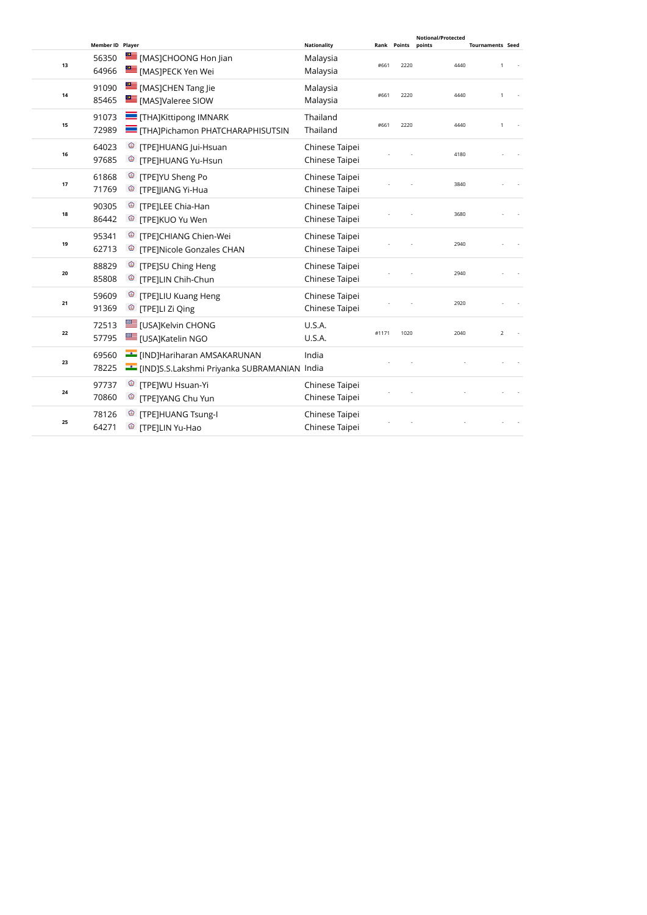| | Member ID | Player | Nationality | Rank | Points | Notional/Protected points | Tournaments | Seed |
|---|---|---|---|---|---|---|---|---|
| 13 | 56350<br>64966 | [MAS]CHOONG Hon Jian<br>[MAS]PECK Yen Wei | Malaysia<br>Malaysia | #661 | 2220 | 4440 | 1 | - |
| 14 | 91090<br>85465 | [MAS]CHEN Tang Jie<br>[MAS]Valeree SIOW | Malaysia<br>Malaysia | #661 | 2220 | 4440 | 1 | - |
| 15 | 91073<br>72989 | [THA]Kittipong IMNARK<br>[THA]Pichamon PHATCHARAPHISUTSIN | Thailand<br>Thailand | #661 | 2220 | 4440 | 1 | - |
| 16 | 64023<br>97685 | [TPE]HUANG Jui-Hsuan<br>[TPE]HUANG Yu-Hsun | Chinese Taipei<br>Chinese Taipei | - | - | 4180 | - | - |
| 17 | 61868<br>71769 | [TPE]YU Sheng Po<br>[TPE]JIANG Yi-Hua | Chinese Taipei<br>Chinese Taipei | - | - | 3840 | - | - |
| 18 | 90305<br>86442 | [TPE]LEE Chia-Han<br>[TPE]KUO Yu Wen | Chinese Taipei<br>Chinese Taipei | - | - | 3680 | - | - |
| 19 | 95341<br>62713 | [TPE]CHIANG Chien-Wei<br>[TPE]Nicole Gonzales CHAN | Chinese Taipei<br>Chinese Taipei | - | - | 2940 | - | - |
| 20 | 88829<br>85808 | [TPE]SU Ching Heng<br>[TPE]LIN Chih-Chun | Chinese Taipei<br>Chinese Taipei | - | - | 2940 | - | - |
| 21 | 59609<br>91369 | [TPE]LIU Kuang Heng<br>[TPE]LI Zi Qing | Chinese Taipei<br>Chinese Taipei | - | - | 2920 | - | - |
| 22 | 72513<br>57795 | [USA]Kelvin CHONG<br>[USA]Katelin NGO | U.S.A.<br>U.S.A. | #1171 | 1020 | 2040 | 2 | - |
| 23 | 69560<br>78225 | [IND]Hariharan AMSAKARUNAN<br>[IND]S.S.Lakshmi Priyanka SUBRAMANIAN | India<br>India | - | - | - | - | - |
| 24 | 97737<br>70860 | [TPE]WU Hsuan-Yi<br>[TPE]YANG Chu Yun | Chinese Taipei<br>Chinese Taipei | - | - | - | - | - |
| 25 | 78126<br>64271 | [TPE]HUANG Tsung-I<br>[TPE]LIN Yu-Hao | Chinese Taipei<br>Chinese Taipei | - | - | - | - | - |